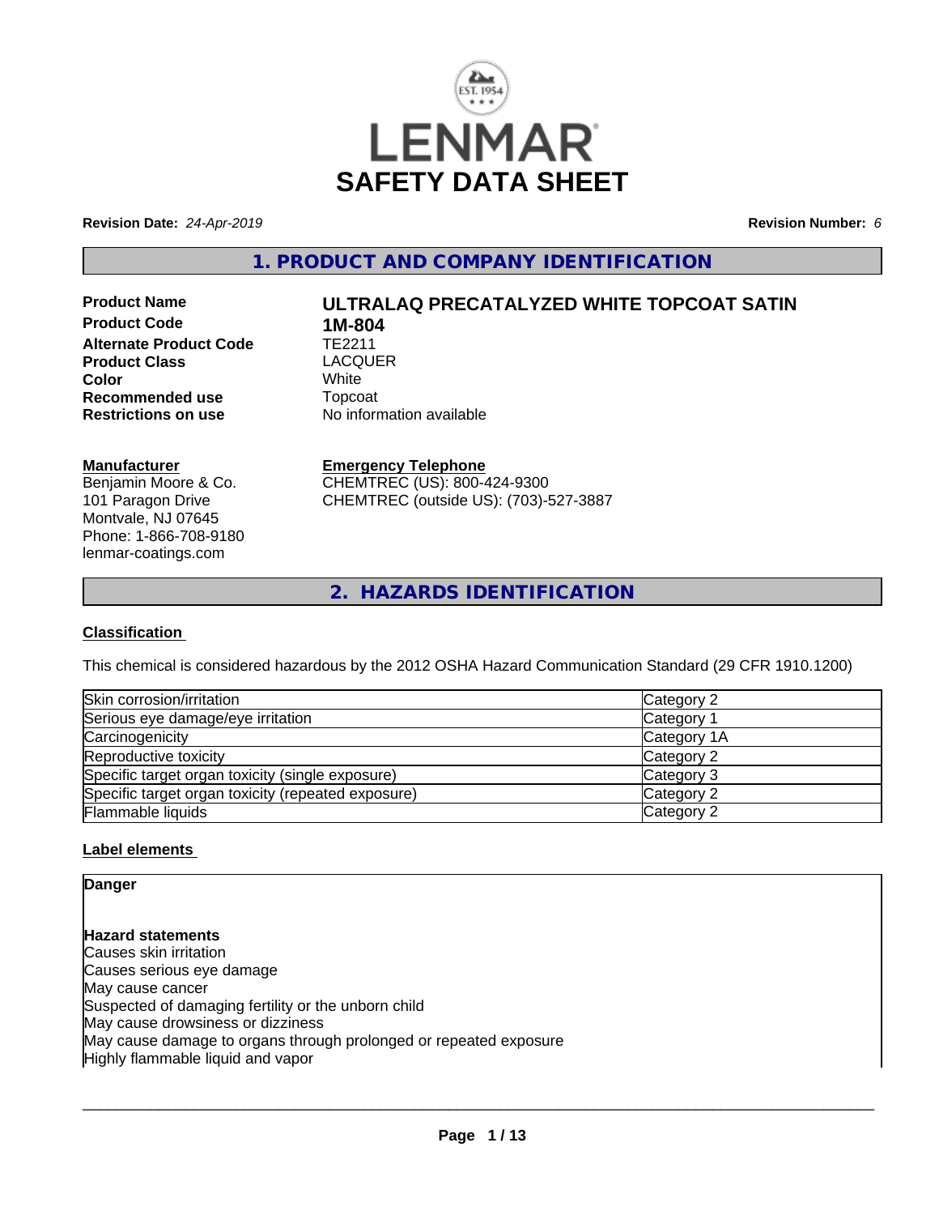LENMAR

# SAFETY DATA SHEET

**Revision Date:** *24-Apr-2019* **Revision Number:** *6*

## 1. PRODUCT AND COMPANY IDENTIFICATION

| | |
|---|---|
| **Product Name** | **ULTRALAQ PRECATALYZED WHITE TOPCOAT SATIN** |
| **Product Code** | **1M-804** |
| **Alternate Product Code** | TE2211 |
| **Product Class** | LACQUER |
| **Color** | White |
| **Recommended use** | Topcoat |
| **Restrictions on use** | No information available |

**Manufacturer**
Benjamin Moore & Co.
101 Paragon Drive
Montvale, NJ 07645
Phone: 1-866-708-9180
lenmar-coatings.com

**Emergency Telephone**
CHEMTREC (US): 800-424-9300
CHEMTREC (outside US): (703)-527-3887

## 2. HAZARDS IDENTIFICATION

### Classification

This chemical is considered hazardous by the 2012 OSHA Hazard Communication Standard (29 CFR 1910.1200)

| | |
|---|---|
| Skin corrosion/irritation | Category 2 |
| Serious eye damage/eye irritation | Category 1 |
| Carcinogenicity | Category 1A |
| Reproductive toxicity | Category 2 |
| Specific target organ toxicity (single exposure) | Category 3 |
| Specific target organ toxicity (repeated exposure) | Category 2 |
| Flammable liquids | Category 2 |

### Label elements

**Danger**

**Hazard statements**
Causes skin irritation
Causes serious eye damage
May cause cancer
Suspected of damaging fertility or the unborn child
May cause drowsiness or dizziness
May cause damage to organs through prolonged or repeated exposure
Highly flammable liquid and vapor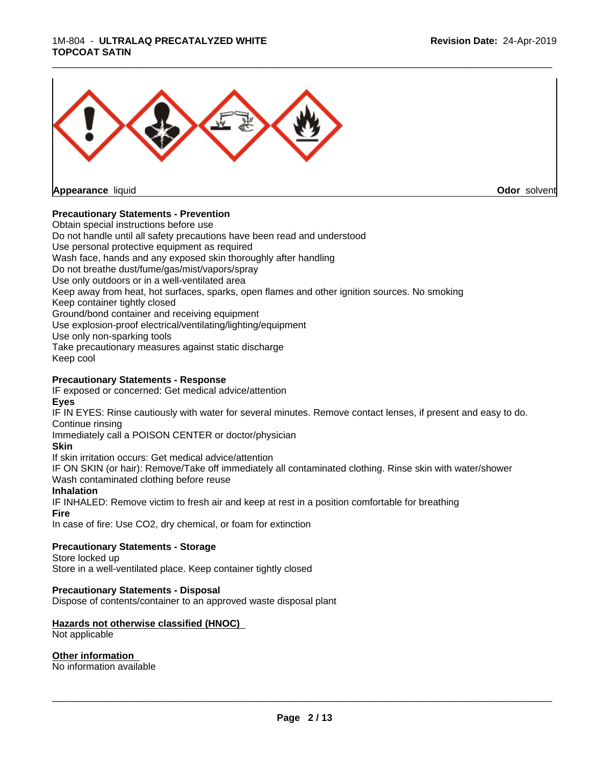**Appearance** liquid **Odor** solvent

**Precautionary Statements - Prevention**

Obtain special instructions before use
Do not handle until all safety precautions have been read and understood
Use personal protective equipment as required
Wash face, hands and any exposed skin thoroughly after handling
Do not breathe dust/fume/gas/mist/vapors/spray
Use only outdoors or in a well-ventilated area
Keep away from heat, hot surfaces, sparks, open flames and other ignition sources. No smoking
Keep container tightly closed
Ground/bond container and receiving equipment
Use explosion-proof electrical/ventilating/lighting/equipment
Use only non-sparking tools
Take precautionary measures against static discharge
Keep cool

**Precautionary Statements - Response**

IF exposed or concerned: Get medical advice/attention

**Eyes**

IF IN EYES: Rinse cautiously with water for several minutes. Remove contact lenses, if present and easy to do. Continue rinsing
Immediately call a POISON CENTER or doctor/physician

**Skin**

If skin irritation occurs: Get medical advice/attention
IF ON SKIN (or hair): Remove/Take off immediately all contaminated clothing. Rinse skin with water/shower
Wash contaminated clothing before reuse

**Inhalation**

IF INHALED: Remove victim to fresh air and keep at rest in a position comfortable for breathing

**Fire**

In case of fire: Use CO2, dry chemical, or foam for extinction

**Precautionary Statements - Storage**

Store locked up
Store in a well-ventilated place. Keep container tightly closed

**Precautionary Statements - Disposal**

Dispose of contents/container to an approved waste disposal plant

**Hazards not otherwise classified (HNOC)**

Not applicable

**Other information**

No information available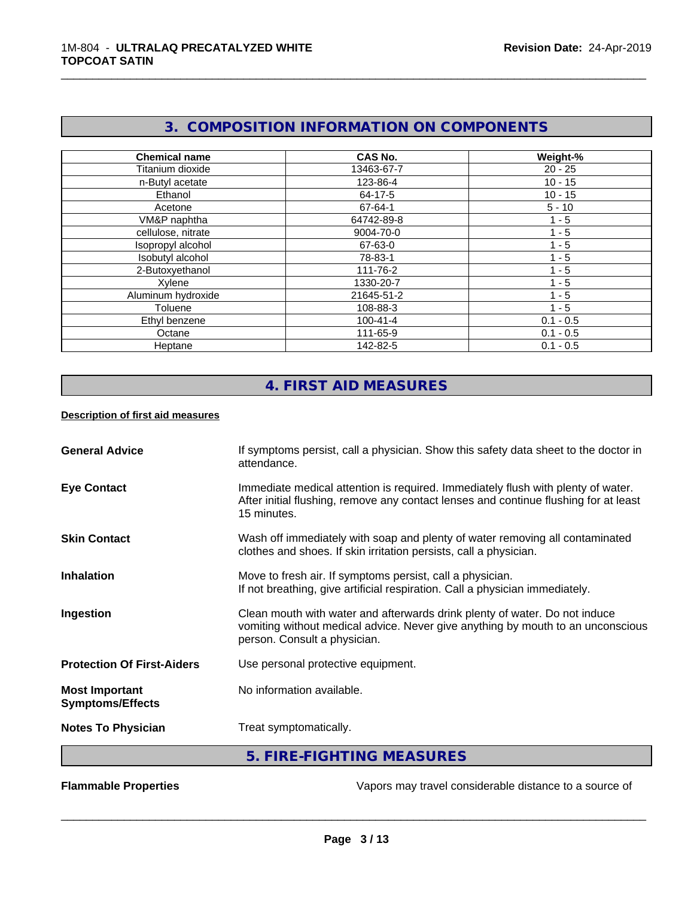## 3. COMPOSITION INFORMATION ON COMPONENTS

| Chemical name | CAS No. | Weight-% |
|---|---|---|
| Titanium dioxide | 13463-67-7 | 20 - 25 |
| n-Butyl acetate | 123-86-4 | 10 - 15 |
| Ethanol | 64-17-5 | 10 - 15 |
| Acetone | 67-64-1 | 5 - 10 |
| VM&P naphtha | 64742-89-8 | 1 - 5 |
| cellulose, nitrate | 9004-70-0 | 1 - 5 |
| Isopropyl alcohol | 67-63-0 | 1 - 5 |
| Isobutyl alcohol | 78-83-1 | 1 - 5 |
| 2-Butoxyethanol | 111-76-2 | 1 - 5 |
| Xylene | 1330-20-7 | 1 - 5 |
| Aluminum hydroxide | 21645-51-2 | 1 - 5 |
| Toluene | 108-88-3 | 1 - 5 |
| Ethyl benzene | 100-41-4 | 0.1 - 0.5 |
| Octane | 111-65-9 | 0.1 - 0.5 |
| Heptane | 142-82-5 | 0.1 - 0.5 |

## 4. FIRST AID MEASURES

**Description of first aid measures**

**General Advice**
If symptoms persist, call a physician. Show this safety data sheet to the doctor in attendance.

**Eye Contact**
Immediate medical attention is required. Immediately flush with plenty of water. After initial flushing, remove any contact lenses and continue flushing for at least 15 minutes.

**Skin Contact**
Wash off immediately with soap and plenty of water removing all contaminated clothes and shoes. If skin irritation persists, call a physician.

**Inhalation**
Move to fresh air. If symptoms persist, call a physician.
If not breathing, give artificial respiration. Call a physician immediately.

**Ingestion**
Clean mouth with water and afterwards drink plenty of water. Do not induce vomiting without medical advice. Never give anything by mouth to an unconscious person. Consult a physician.

**Protection Of First-Aiders**
Use personal protective equipment.

**Most Important Symptoms/Effects**
No information available.

**Notes To Physician**
Treat symptomatically.

## 5. FIRE-FIGHTING MEASURES

**Flammable Properties**
Vapors may travel considerable distance to a source of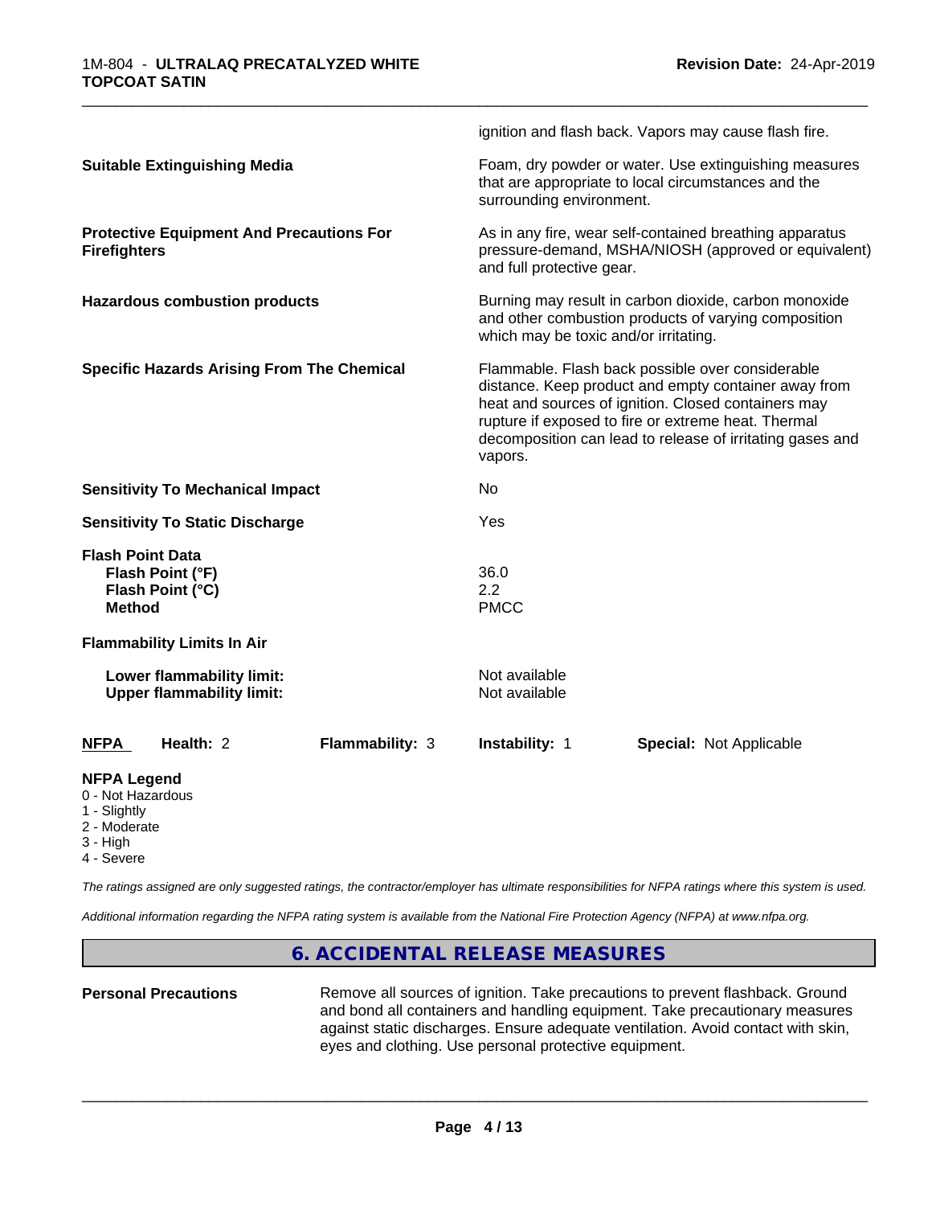ignition and flash back. Vapors may cause flash fire.

**Suitable Extinguishing Media** — Foam, dry powder or water. Use extinguishing measures that are appropriate to local circumstances and the surrounding environment.

**Protective Equipment And Precautions For Firefighters** — As in any fire, wear self-contained breathing apparatus pressure-demand, MSHA/NIOSH (approved or equivalent) and full protective gear.

**Hazardous combustion products** — Burning may result in carbon dioxide, carbon monoxide and other combustion products of varying composition which may be toxic and/or irritating.

**Specific Hazards Arising From The Chemical** — Flammable. Flash back possible over considerable distance. Keep product and empty container away from heat and sources of ignition. Closed containers may rupture if exposed to fire or extreme heat. Thermal decomposition can lead to release of irritating gases and vapors.

**Sensitivity To Mechanical Impact** — No

**Sensitivity To Static Discharge** — Yes

**Flash Point Data**

| | |
|---|---|
| **Flash Point (°F)** | 36.0 |
| **Flash Point (°C)** | 2.2 |
| **Method** | PMCC |

**Flammability Limits In Air**

| | |
|---|---|
| **Lower flammability limit:** | Not available |
| **Upper flammability limit:** | Not available |

| NFPA | Health: 2 | Flammability: 3 | Instability: 1 | Special: Not Applicable |
|---|---|---|---|---|

**NFPA Legend**
- 0 - Not Hazardous
- 1 - Slightly
- 2 - Moderate
- 3 - High
- 4 - Severe

*The ratings assigned are only suggested ratings, the contractor/employer has ultimate responsibilities for NFPA ratings where this system is used.*

*Additional information regarding the NFPA rating system is available from the National Fire Protection Agency (NFPA) at www.nfpa.org.*

## 6. ACCIDENTAL RELEASE MEASURES

**Personal Precautions** — Remove all sources of ignition. Take precautions to prevent flashback. Ground and bond all containers and handling equipment. Take precautionary measures against static discharges. Ensure adequate ventilation. Avoid contact with skin, eyes and clothing. Use personal protective equipment.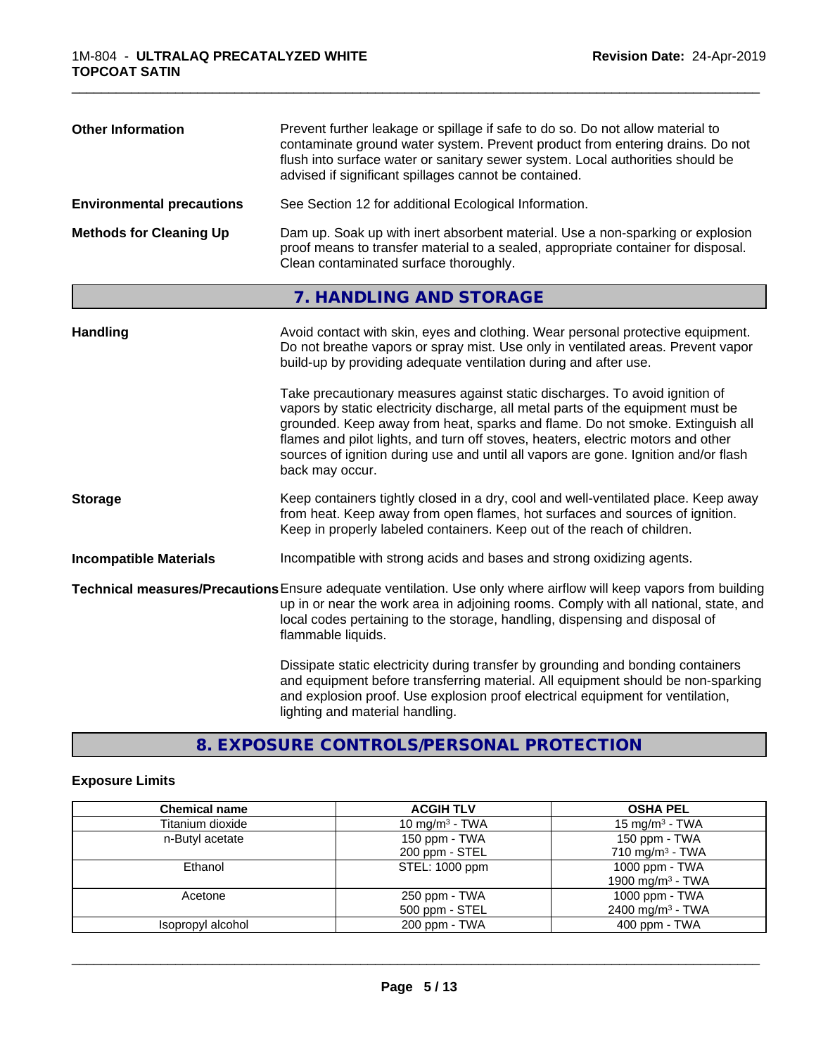**Other Information** Prevent further leakage or spillage if safe to do so. Do not allow material to contaminate ground water system. Prevent product from entering drains. Do not flush into surface water or sanitary sewer system. Local authorities should be advised if significant spillages cannot be contained.

**Environmental precautions** See Section 12 for additional Ecological Information.

**Methods for Cleaning Up** Dam up. Soak up with inert absorbent material. Use a non-sparking or explosion proof means to transfer material to a sealed, appropriate container for disposal. Clean contaminated surface thoroughly.

## 7. HANDLING AND STORAGE

**Handling** Avoid contact with skin, eyes and clothing. Wear personal protective equipment. Do not breathe vapors or spray mist. Use only in ventilated areas. Prevent vapor build-up by providing adequate ventilation during and after use.

Take precautionary measures against static discharges. To avoid ignition of vapors by static electricity discharge, all metal parts of the equipment must be grounded. Keep away from heat, sparks and flame. Do not smoke. Extinguish all flames and pilot lights, and turn off stoves, heaters, electric motors and other sources of ignition during use and until all vapors are gone. Ignition and/or flash back may occur.

**Storage** Keep containers tightly closed in a dry, cool and well-ventilated place. Keep away from heat. Keep away from open flames, hot surfaces and sources of ignition. Keep in properly labeled containers. Keep out of the reach of children.

**Incompatible Materials** Incompatible with strong acids and bases and strong oxidizing agents.

**Technical measures/Precautions** Ensure adequate ventilation. Use only where airflow will keep vapors from building up in or near the work area in adjoining rooms. Comply with all national, state, and local codes pertaining to the storage, handling, dispensing and disposal of flammable liquids.

Dissipate static electricity during transfer by grounding and bonding containers and equipment before transferring material. All equipment should be non-sparking and explosion proof. Use explosion proof electrical equipment for ventilation, lighting and material handling.

## 8. EXPOSURE CONTROLS/PERSONAL PROTECTION

### Exposure Limits

| Chemical name | ACGIH TLV | OSHA PEL |
|---|---|---|
| Titanium dioxide | 10 mg/m³ - TWA | 15 mg/m³ - TWA |
| n-Butyl acetate | 150 ppm - TWA<br>200 ppm - STEL | 150 ppm - TWA<br>710 mg/m³ - TWA |
| Ethanol | STEL: 1000 ppm | 1000 ppm - TWA<br>1900 mg/m³ - TWA |
| Acetone | 250 ppm - TWA<br>500 ppm - STEL | 1000 ppm - TWA<br>2400 mg/m³ - TWA |
| Isopropyl alcohol | 200 ppm - TWA | 400 ppm - TWA |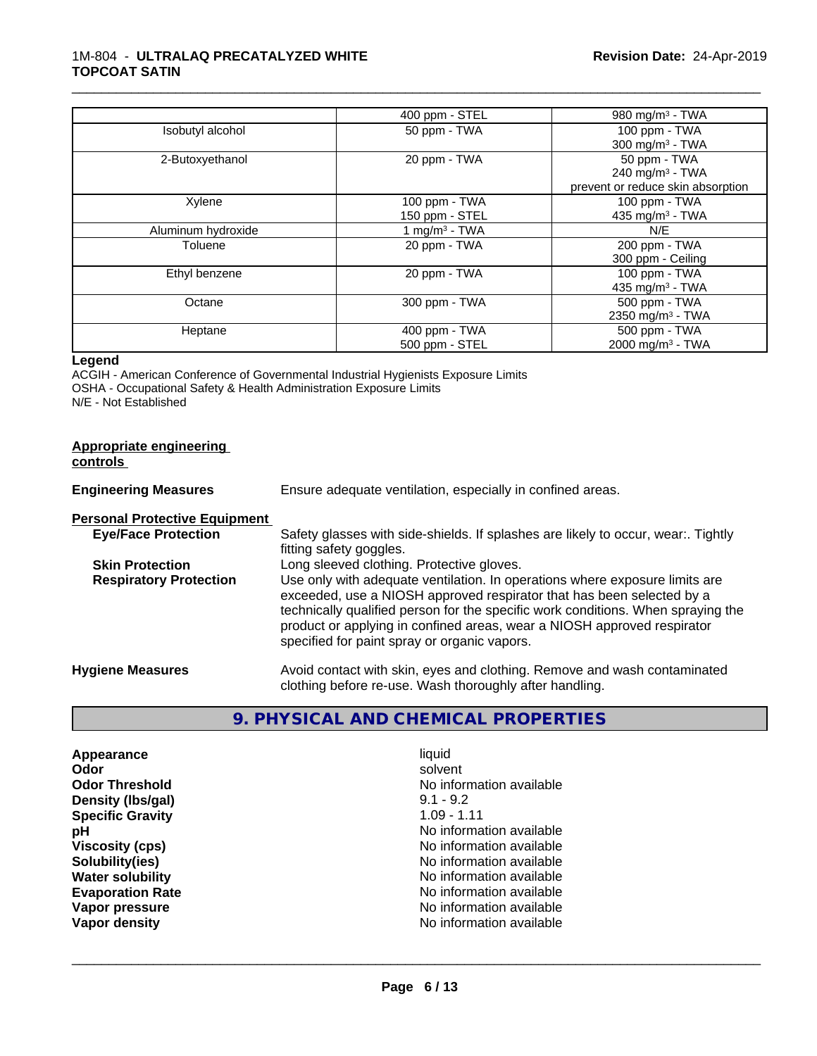|  | 400 ppm - STEL | 980 mg/m³ - TWA |
| --- | --- | --- |
| Isobutyl alcohol | 50 ppm - TWA | 100 ppm - TWA<br>300 mg/m³ - TWA |
| 2-Butoxyethanol | 20 ppm - TWA | 50 ppm - TWA<br>240 mg/m³ - TWA<br>prevent or reduce skin absorption |
| Xylene | 100 ppm - TWA<br>150 ppm - STEL | 100 ppm - TWA<br>435 mg/m³ - TWA |
| Aluminum hydroxide | 1 mg/m³ - TWA | N/E |
| Toluene | 20 ppm - TWA | 200 ppm - TWA<br>300 ppm - Ceiling |
| Ethyl benzene | 20 ppm - TWA | 100 ppm - TWA<br>435 mg/m³ - TWA |
| Octane | 300 ppm - TWA | 500 ppm - TWA<br>2350 mg/m³ - TWA |
| Heptane | 400 ppm - TWA<br>500 ppm - STEL | 500 ppm - TWA<br>2000 mg/m³ - TWA |

**Legend**

ACGIH - American Conference of Governmental Industrial Hygienists Exposure Limits
OSHA - Occupational Safety & Health Administration Exposure Limits
N/E - Not Established

**Appropriate engineering controls**

**Engineering Measures** Ensure adequate ventilation, especially in confined areas.

**Personal Protective Equipment**

**Eye/Face Protection** Safety glasses with side-shields. If splashes are likely to occur, wear:. Tightly fitting safety goggles.

**Skin Protection** Long sleeved clothing. Protective gloves.

**Respiratory Protection** Use only with adequate ventilation. In operations where exposure limits are exceeded, use a NIOSH approved respirator that has been selected by a technically qualified person for the specific work conditions. When spraying the product or applying in confined areas, wear a NIOSH approved respirator specified for paint spray or organic vapors.

**Hygiene Measures** Avoid contact with skin, eyes and clothing. Remove and wash contaminated clothing before re-use. Wash thoroughly after handling.

## 9. PHYSICAL AND CHEMICAL PROPERTIES

| | |
| --- | --- |
| **Appearance** | liquid |
| **Odor** | solvent |
| **Odor Threshold** | No information available |
| **Density (lbs/gal)** | 9.1 - 9.2 |
| **Specific Gravity** | 1.09 - 1.11 |
| **pH** | No information available |
| **Viscosity (cps)** | No information available |
| **Solubility(ies)** | No information available |
| **Water solubility** | No information available |
| **Evaporation Rate** | No information available |
| **Vapor pressure** | No information available |
| **Vapor density** | No information available |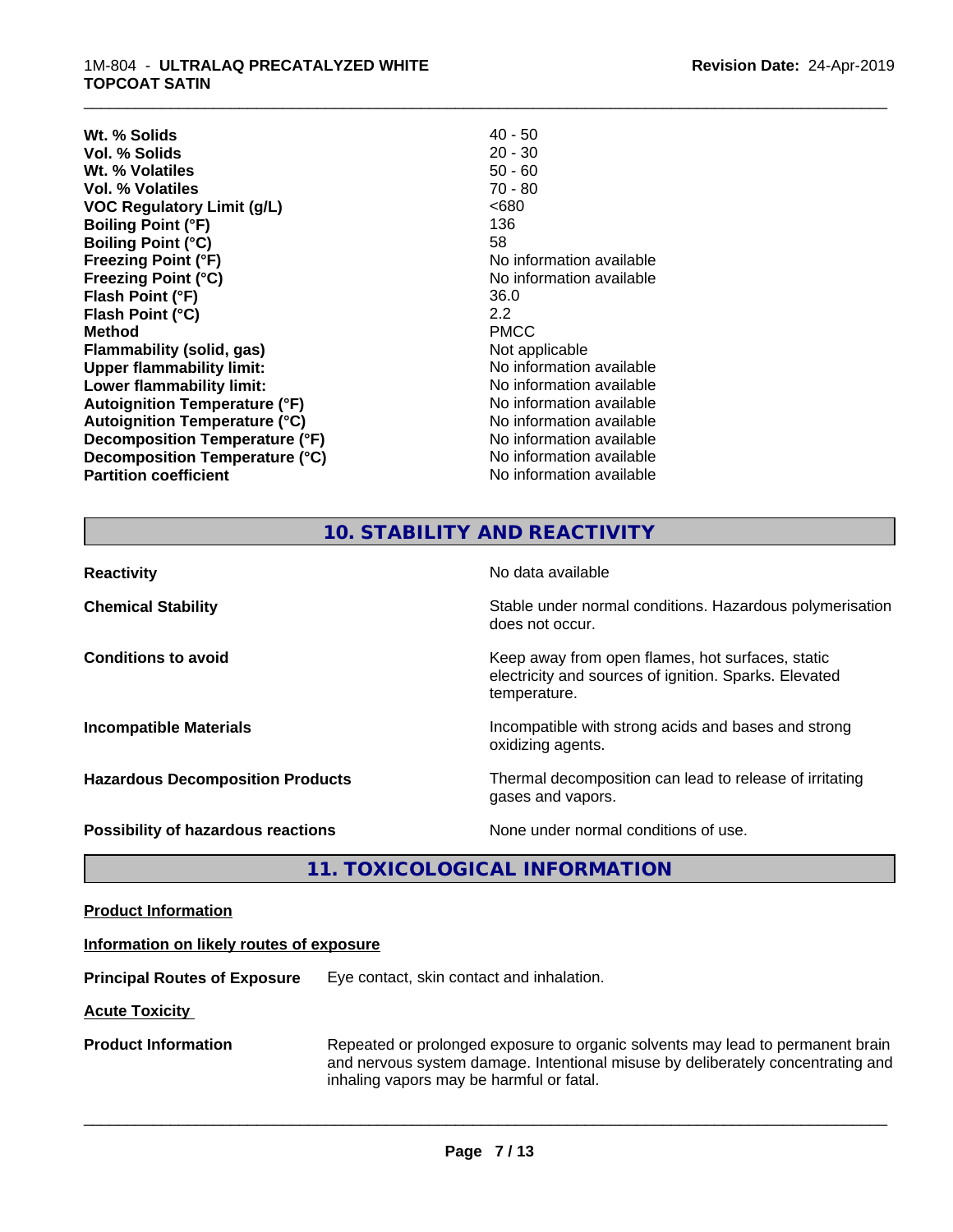| | |
|---|---|
| **Wt. % Solids** | 40 - 50 |
| **Vol. % Solids** | 20 - 30 |
| **Wt. % Volatiles** | 50 - 60 |
| **Vol. % Volatiles** | 70 - 80 |
| **VOC Regulatory Limit (g/L)** | <680 |
| **Boiling Point (°F)** | 136 |
| **Boiling Point (°C)** | 58 |
| **Freezing Point (°F)** | No information available |
| **Freezing Point (°C)** | No information available |
| **Flash Point (°F)** | 36.0 |
| **Flash Point (°C)** | 2.2 |
| **Method** | PMCC |
| **Flammability (solid, gas)** | Not applicable |
| **Upper flammability limit:** | No information available |
| **Lower flammability limit:** | No information available |
| **Autoignition Temperature (°F)** | No information available |
| **Autoignition Temperature (°C)** | No information available |
| **Decomposition Temperature (°F)** | No information available |
| **Decomposition Temperature (°C)** | No information available |
| **Partition coefficient** | No information available |

## 10. STABILITY AND REACTIVITY

| | |
|---|---|
| **Reactivity** | No data available |
| **Chemical Stability** | Stable under normal conditions. Hazardous polymerisation does not occur. |
| **Conditions to avoid** | Keep away from open flames, hot surfaces, static electricity and sources of ignition. Sparks. Elevated temperature. |
| **Incompatible Materials** | Incompatible with strong acids and bases and strong oxidizing agents. |
| **Hazardous Decomposition Products** | Thermal decomposition can lead to release of irritating gases and vapors. |
| **Possibility of hazardous reactions** | None under normal conditions of use. |

## 11. TOXICOLOGICAL INFORMATION

**Product Information**

**Information on likely routes of exposure**

**Principal Routes of Exposure** Eye contact, skin contact and inhalation.

**Acute Toxicity**

**Product Information** Repeated or prolonged exposure to organic solvents may lead to permanent brain and nervous system damage. Intentional misuse by deliberately concentrating and inhaling vapors may be harmful or fatal.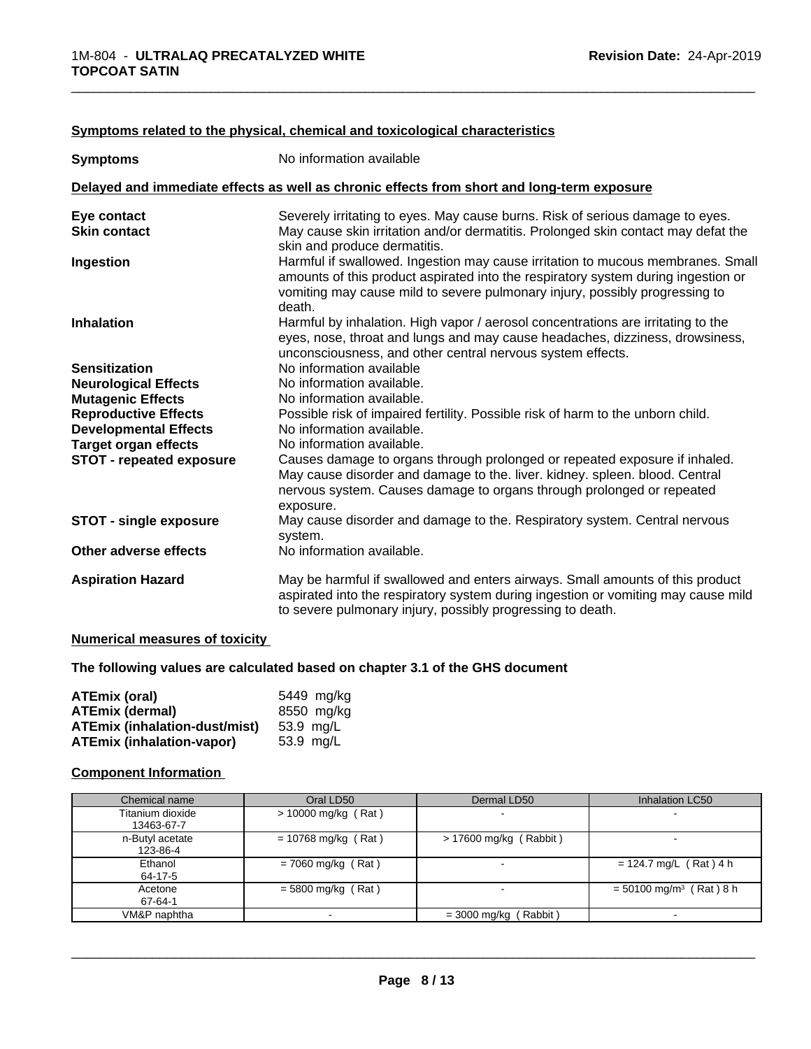#### Symptoms related to the physical, chemical and toxicological characteristics

**Symptoms** No information available

#### Delayed and immediate effects as well as chronic effects from short and long-term exposure

**Eye contact** Severely irritating to eyes. May cause burns. Risk of serious damage to eyes.

**Skin contact** May cause skin irritation and/or dermatitis. Prolonged skin contact may defat the skin and produce dermatitis.

**Ingestion** Harmful if swallowed. Ingestion may cause irritation to mucous membranes. Small amounts of this product aspirated into the respiratory system during ingestion or vomiting may cause mild to severe pulmonary injury, possibly progressing to death.

**Inhalation** Harmful by inhalation. High vapor / aerosol concentrations are irritating to the eyes, nose, throat and lungs and may cause headaches, dizziness, drowsiness, unconsciousness, and other central nervous system effects.

**Sensitization** No information available

**Neurological Effects** No information available.

**Mutagenic Effects** No information available.

**Reproductive Effects** Possible risk of impaired fertility. Possible risk of harm to the unborn child.

**Developmental Effects** No information available.

**Target organ effects** No information available.

**STOT - repeated exposure** Causes damage to organs through prolonged or repeated exposure if inhaled. May cause disorder and damage to the. liver. kidney. spleen. blood. Central nervous system. Causes damage to organs through prolonged or repeated exposure.

**STOT - single exposure** May cause disorder and damage to the. Respiratory system. Central nervous system.

**Other adverse effects** No information available.

**Aspiration Hazard** May be harmful if swallowed and enters airways. Small amounts of this product aspirated into the respiratory system during ingestion or vomiting may cause mild to severe pulmonary injury, possibly progressing to death.

#### Numerical measures of toxicity

**The following values are calculated based on chapter 3.1 of the GHS document**

**ATEmix (oral)** 5449 mg/kg
**ATEmix (dermal)** 8550 mg/kg
**ATEmix (inhalation-dust/mist)** 53.9 mg/L
**ATEmix (inhalation-vapor)** 53.9 mg/L

#### Component Information

| Chemical name | Oral LD50 | Dermal LD50 | Inhalation LC50 |
|---|---|---|---|
| Titanium dioxide 13463-67-7 | > 10000 mg/kg ( Rat ) | - | - |
| n-Butyl acetate 123-86-4 | = 10768 mg/kg ( Rat ) | > 17600 mg/kg ( Rabbit ) | - |
| Ethanol 64-17-5 | = 7060 mg/kg ( Rat ) | - | = 124.7 mg/L ( Rat ) 4 h |
| Acetone 67-64-1 | = 5800 mg/kg ( Rat ) | - | = 50100 mg/m³ ( Rat ) 8 h |
| VM&P naphtha | - | = 3000 mg/kg ( Rabbit ) | - |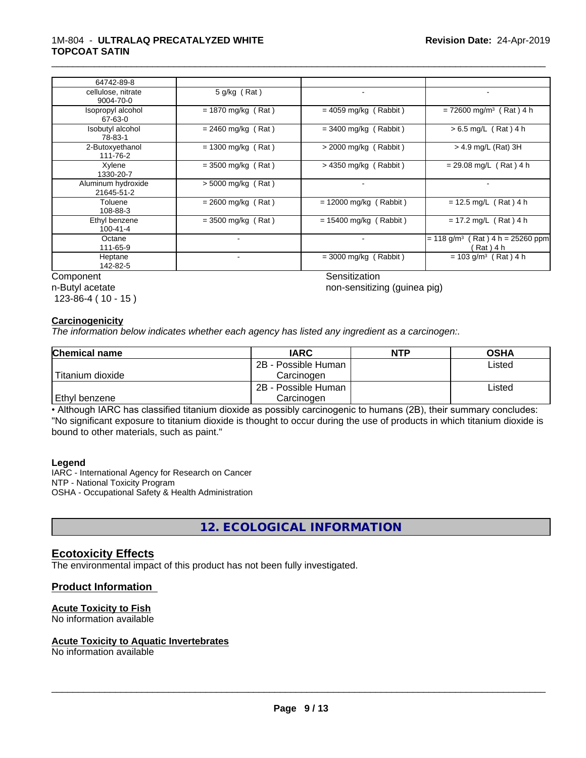| | | | |
|---|---|---|---|
| 64742-89-8 | | | |
| cellulose, nitrate 9004-70-0 | 5 g/kg ( Rat ) | - | - |
| Isopropyl alcohol 67-63-0 | = 1870 mg/kg ( Rat ) | = 4059 mg/kg ( Rabbit ) | = 72600 mg/m³ ( Rat ) 4 h |
| Isobutyl alcohol 78-83-1 | = 2460 mg/kg ( Rat ) | = 3400 mg/kg ( Rabbit ) | > 6.5 mg/L ( Rat ) 4 h |
| 2-Butoxyethanol 111-76-2 | = 1300 mg/kg ( Rat ) | > 2000 mg/kg ( Rabbit ) | > 4.9 mg/L (Rat) 3H |
| Xylene 1330-20-7 | = 3500 mg/kg ( Rat ) | > 4350 mg/kg ( Rabbit ) | = 29.08 mg/L ( Rat ) 4 h |
| Aluminum hydroxide 21645-51-2 | > 5000 mg/kg ( Rat ) | - | - |
| Toluene 108-88-3 | = 2600 mg/kg ( Rat ) | = 12000 mg/kg ( Rabbit ) | = 12.5 mg/L ( Rat ) 4 h |
| Ethyl benzene 100-41-4 | = 3500 mg/kg ( Rat ) | = 15400 mg/kg ( Rabbit ) | = 17.2 mg/L ( Rat ) 4 h |
| Octane 111-65-9 | - | - | = 118 g/m³ ( Rat ) 4 h = 25260 ppm ( Rat ) 4 h |
| Heptane 142-82-5 | - | = 3000 mg/kg ( Rabbit ) | = 103 g/m³ ( Rat ) 4 h |

| Component | Sensitization |
|---|---|
| n-Butyl acetate 123-86-4 ( 10 - 15 ) | non-sensitizing (guinea pig) |

**Carcinogenicity**

*The information below indicates whether each agency has listed any ingredient as a carcinogen:.*

| Chemical name | IARC | NTP | OSHA |
|---|---|---|---|
| Titanium dioxide | 2B - Possible Human Carcinogen | | Listed |
| Ethyl benzene | 2B - Possible Human Carcinogen | | Listed |

• Although IARC has classified titanium dioxide as possibly carcinogenic to humans (2B), their summary concludes: "No significant exposure to titanium dioxide is thought to occur during the use of products in which titanium dioxide is bound to other materials, such as paint."

**Legend**

IARC - International Agency for Research on Cancer
NTP - National Toxicity Program
OSHA - Occupational Safety & Health Administration

## 12. ECOLOGICAL INFORMATION

### Ecotoxicity Effects

The environmental impact of this product has not been fully investigated.

### Product Information

**Acute Toxicity to Fish**

No information available

**Acute Toxicity to Aquatic Invertebrates**

No information available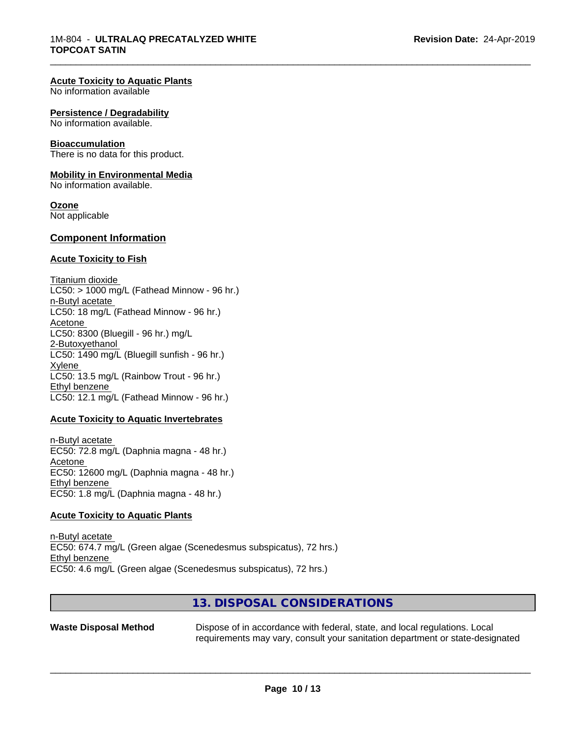**Acute Toxicity to Aquatic Plants**
No information available

**Persistence / Degradability**
No information available.

**Bioaccumulation**
There is no data for this product.

**Mobility in Environmental Media**
No information available.

**Ozone**
Not applicable

## Component Information

**Acute Toxicity to Fish**

Titanium dioxide
LC50: > 1000 mg/L (Fathead Minnow - 96 hr.)
n-Butyl acetate
LC50: 18 mg/L (Fathead Minnow - 96 hr.)
Acetone
LC50: 8300 (Bluegill - 96 hr.) mg/L
2-Butoxyethanol
LC50: 1490 mg/L (Bluegill sunfish - 96 hr.)
Xylene
LC50: 13.5 mg/L (Rainbow Trout - 96 hr.)
Ethyl benzene
LC50: 12.1 mg/L (Fathead Minnow - 96 hr.)

**Acute Toxicity to Aquatic Invertebrates**

n-Butyl acetate
EC50: 72.8 mg/L (Daphnia magna - 48 hr.)
Acetone
EC50: 12600 mg/L (Daphnia magna - 48 hr.)
Ethyl benzene
EC50: 1.8 mg/L (Daphnia magna - 48 hr.)

**Acute Toxicity to Aquatic Plants**

n-Butyl acetate
EC50: 674.7 mg/L (Green algae (Scenedesmus subspicatus), 72 hrs.)
Ethyl benzene
EC50: 4.6 mg/L (Green algae (Scenedesmus subspicatus), 72 hrs.)

## 13. DISPOSAL CONSIDERATIONS

**Waste Disposal Method** Dispose of in accordance with federal, state, and local regulations. Local requirements may vary, consult your sanitation department or state-designated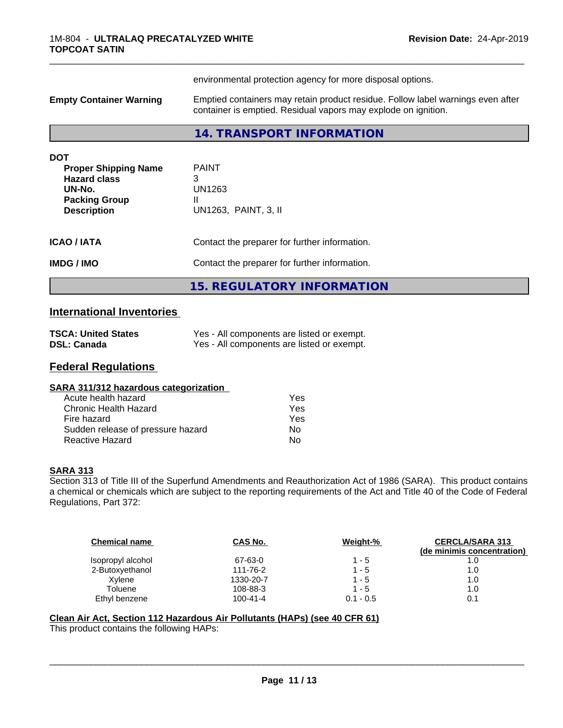environmental protection agency for more disposal options.

**Empty Container Warning** Emptied containers may retain product residue. Follow label warnings even after container is emptied. Residual vapors may explode on ignition.

## 14. TRANSPORT INFORMATION

**DOT**

| | |
|---|---|
| **Proper Shipping Name** | PAINT |
| **Hazard class** | 3 |
| **UN-No.** | UN1263 |
| **Packing Group** | II |
| **Description** | UN1263, PAINT, 3, II |

**ICAO / IATA** Contact the preparer for further information.

**IMDG / IMO** Contact the preparer for further information.

## 15. REGULATORY INFORMATION

### International Inventories

| | |
|---|---|
| **TSCA: United States** | Yes - All components are listed or exempt. |
| **DSL: Canada** | Yes - All components are listed or exempt. |

### Federal Regulations

**SARA 311/312 hazardous categorization**

| | |
|---|---|
| Acute health hazard | Yes |
| Chronic Health Hazard | Yes |
| Fire hazard | Yes |
| Sudden release of pressure hazard | No |
| Reactive Hazard | No |

**SARA 313**

Section 313 of Title III of the Superfund Amendments and Reauthorization Act of 1986 (SARA). This product contains a chemical or chemicals which are subject to the reporting requirements of the Act and Title 40 of the Code of Federal Regulations, Part 372:

| Chemical name | CAS No. | Weight-% | CERCLA/SARA 313 (de minimis concentration) |
|---|---|---|---|
| Isopropyl alcohol | 67-63-0 | 1 - 5 | 1.0 |
| 2-Butoxyethanol | 111-76-2 | 1 - 5 | 1.0 |
| Xylene | 1330-20-7 | 1 - 5 | 1.0 |
| Toluene | 108-88-3 | 1 - 5 | 1.0 |
| Ethyl benzene | 100-41-4 | 0.1 - 0.5 | 0.1 |

**Clean Air Act, Section 112 Hazardous Air Pollutants (HAPs) (see 40 CFR 61)**

This product contains the following HAPs: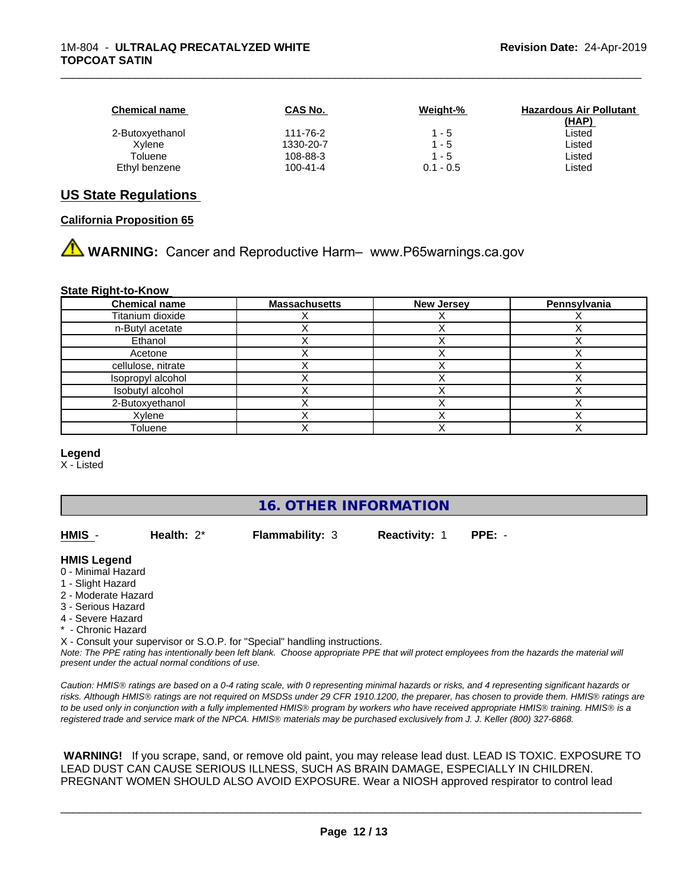| Chemical name | CAS No. | Weight-% | Hazardous Air Pollutant (HAP) |
|---|---|---|---|
| 2-Butoxyethanol | 111-76-2 | 1 - 5 | Listed |
| Xylene | 1330-20-7 | 1 - 5 | Listed |
| Toluene | 108-88-3 | 1 - 5 | Listed |
| Ethyl benzene | 100-41-4 | 0.1 - 0.5 | Listed |

## US State Regulations

**California Proposition 65**

⚠ **WARNING:** Cancer and Reproductive Harm– www.P65warnings.ca.gov

**State Right-to-Know**

| Chemical name | Massachusetts | New Jersey | Pennsylvania |
|---|---|---|---|
| Titanium dioxide | X | X | X |
| n-Butyl acetate | X | X | X |
| Ethanol | X | X | X |
| Acetone | X | X | X |
| cellulose, nitrate | X | X | X |
| Isopropyl alcohol | X | X | X |
| Isobutyl alcohol | X | X | X |
| 2-Butoxyethanol | X | X | X |
| Xylene | X | X | X |
| Toluene | X | X | X |

**Legend**

X - Listed

## 16. OTHER INFORMATION

**HMIS** - **Health:** 2* **Flammability:** 3 **Reactivity:** 1 **PPE:** -

**HMIS Legend**

0 - Minimal Hazard
1 - Slight Hazard
2 - Moderate Hazard
3 - Serious Hazard
4 - Severe Hazard
* - Chronic Hazard
X - Consult your supervisor or S.O.P. for "Special" handling instructions.

*Note: The PPE rating has intentionally been left blank. Choose appropriate PPE that will protect employees from the hazards the material will present under the actual normal conditions of use.*

*Caution: HMIS® ratings are based on a 0-4 rating scale, with 0 representing minimal hazards or risks, and 4 representing significant hazards or risks. Although HMIS® ratings are not required on MSDSs under 29 CFR 1910.1200, the preparer, has chosen to provide them. HMIS® ratings are to be used only in conjunction with a fully implemented HMIS® program by workers who have received appropriate HMIS® training. HMIS® is a registered trade and service mark of the NPCA. HMIS® materials may be purchased exclusively from J. J. Keller (800) 327-6868.*

**WARNING!** If you scrape, sand, or remove old paint, you may release lead dust. LEAD IS TOXIC. EXPOSURE TO LEAD DUST CAN CAUSE SERIOUS ILLNESS, SUCH AS BRAIN DAMAGE, ESPECIALLY IN CHILDREN. PREGNANT WOMEN SHOULD ALSO AVOID EXPOSURE. Wear a NIOSH approved respirator to control lead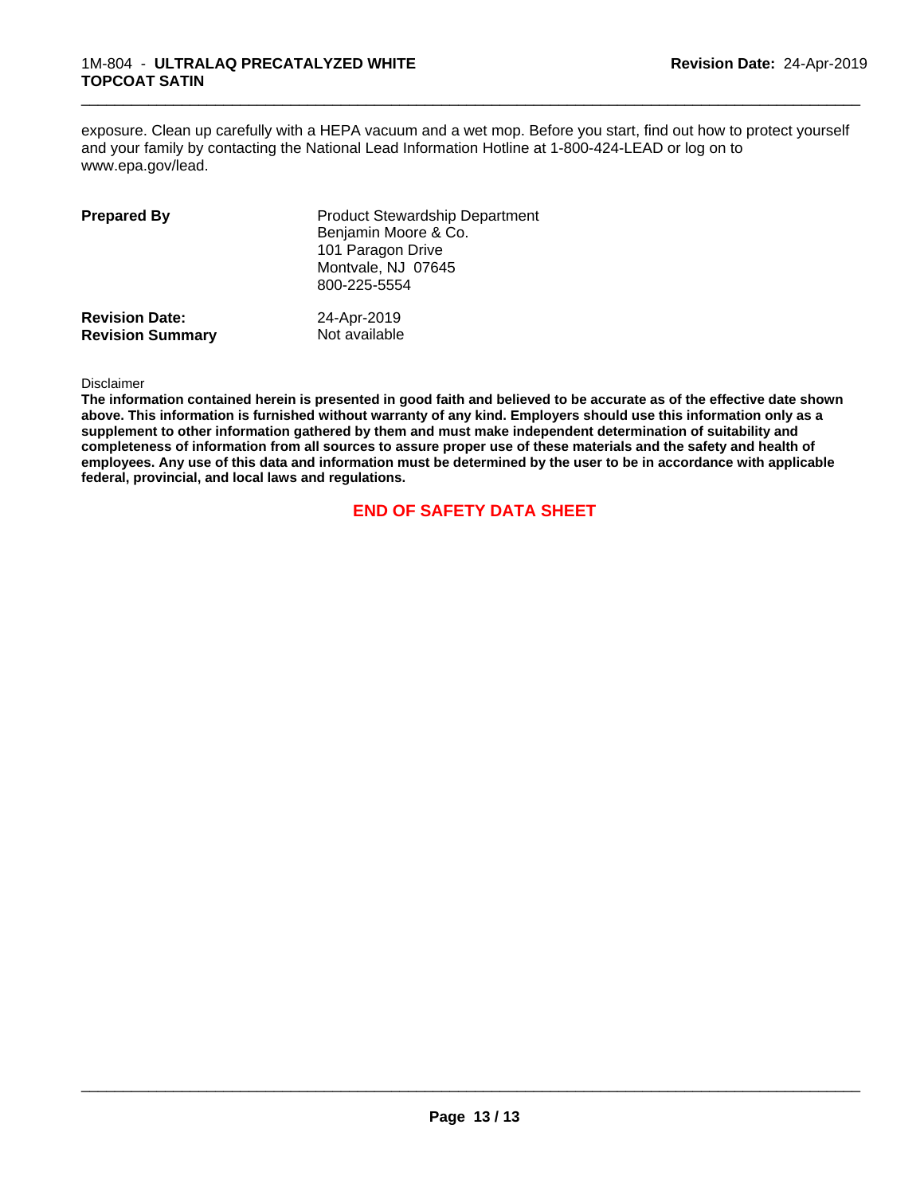exposure. Clean up carefully with a HEPA vacuum and a wet mop. Before you start, find out how to protect yourself and your family by contacting the National Lead Information Hotline at 1-800-424-LEAD or log on to www.epa.gov/lead.

| | |
|---|---|
| **Prepared By** | Product Stewardship Department<br>Benjamin Moore & Co.<br>101 Paragon Drive<br>Montvale, NJ 07645<br>800-225-5554 |
| **Revision Date:** | 24-Apr-2019 |
| **Revision Summary** | Not available |

Disclaimer

**The information contained herein is presented in good faith and believed to be accurate as of the effective date shown above. This information is furnished without warranty of any kind. Employers should use this information only as a supplement to other information gathered by them and must make independent determination of suitability and completeness of information from all sources to assure proper use of these materials and the safety and health of employees. Any use of this data and information must be determined by the user to be in accordance with applicable federal, provincial, and local laws and regulations.**

**END OF SAFETY DATA SHEET**